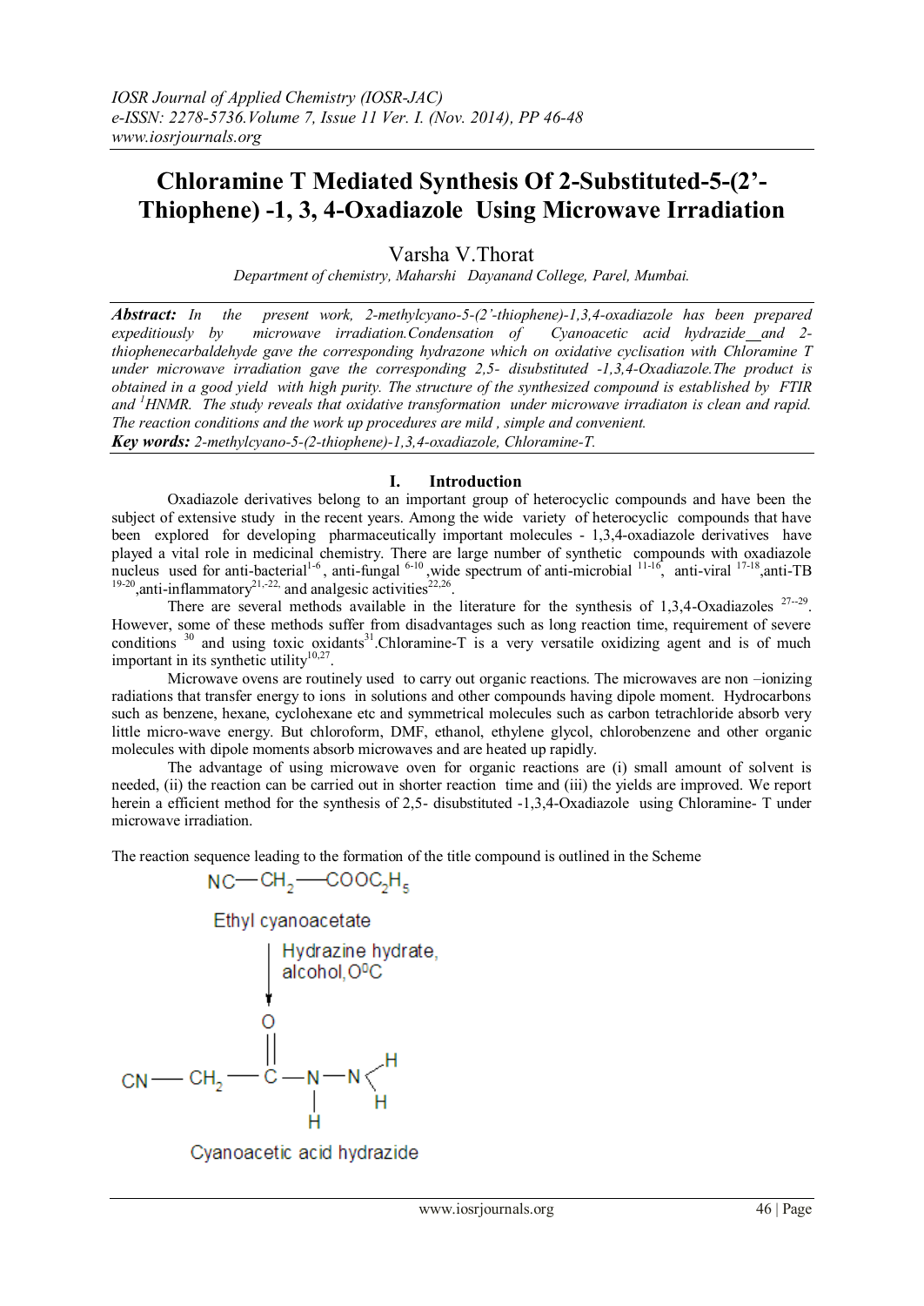*IOSR Journal of Applied Chemistry (IOSR-JAC)*
*e-ISSN: 2278-5736.Volume 7, Issue 11 Ver. I. (Nov. 2014), PP 46-48*
*www.iosrjournals.org*

# Chloramine T Mediated Synthesis Of 2-Substituted-5-(2'-Thiophene) -1, 3, 4-Oxadiazole Using Microwave Irradiation

Varsha V.Thorat

*Department of chemistry, Maharshi Dayanand College, Parel, Mumbai.*

***Abstract:*** *In the present work, 2-methylcyano-5-(2'-thiophene)-1,3,4-oxadiazole has been prepared expeditiously by microwave irradiation.Condensation of Cyanoacetic acid hydrazide and 2-thiophenecarbaldehyde gave the corresponding hydrazone which on oxidative cyclisation with Chloramine T under microwave irradiation gave the corresponding 2,5- disubstituted -1,3,4-Oxadiazole.The product is obtained in a good yield with high purity. The structure of the synthesized compound is established by FTIR and [1]HNMR. The study reveals that oxidative transformation under microwave irradiaton is clean and rapid. The reaction conditions and the work up procedures are mild , simple and convenient.*

***Key words:*** *2-methylcyano-5-(2-thiophene)-1,3,4-oxadiazole, Chloramine-T.*

## I. Introduction

Oxadiazole derivatives belong to an important group of heterocyclic compounds and have been the subject of extensive study in the recent years. Among the wide variety of heterocyclic compounds that have been explored for developing pharmaceutically important molecules - 1,3,4-oxadiazole derivatives have played a vital role in medicinal chemistry. There are large number of synthetic compounds with oxadiazole nucleus used for anti-bacterial[1-6], anti-fungal [6-10],wide spectrum of anti-microbial [11-16], anti-viral [17-18],anti-TB [19-20],anti-inflammatory[21,-22,] and analgesic activities[22,26].

There are several methods available in the literature for the synthesis of 1,3,4-Oxadiazoles [27--29]. However, some of these methods suffer from disadvantages such as long reaction time, requirement of severe conditions [30] and using toxic oxidants[31].Chloramine-T is a very versatile oxidizing agent and is of much important in its synthetic utility[10,27].

Microwave ovens are routinely used to carry out organic reactions. The microwaves are non –ionizing radiations that transfer energy to ions in solutions and other compounds having dipole moment. Hydrocarbons such as benzene, hexane, cyclohexane etc and symmetrical molecules such as carbon tetrachloride absorb very little micro-wave energy. But chloroform, DMF, ethanol, ethylene glycol, chlorobenzene and other organic molecules with dipole moments absorb microwaves and are heated up rapidly.

The advantage of using microwave oven for organic reactions are (i) small amount of solvent is needed, (ii) the reaction can be carried out in shorter reaction time and (iii) the yields are improved. We report herein a efficient method for the synthesis of 2,5- disubstituted -1,3,4-Oxadiazole using Chloramine- T under microwave irradiation.

The reaction sequence leading to the formation of the title compound is outlined in the Scheme

$NC—CH_2—COOC_2H_5$

Ethyl cyanoacetate

↓ Hydrazine hydrate, alcohol, $0^0C$

$CN—CH_2—C(=O)—NH—NH_2$

Cyanoacetic acid hydrazide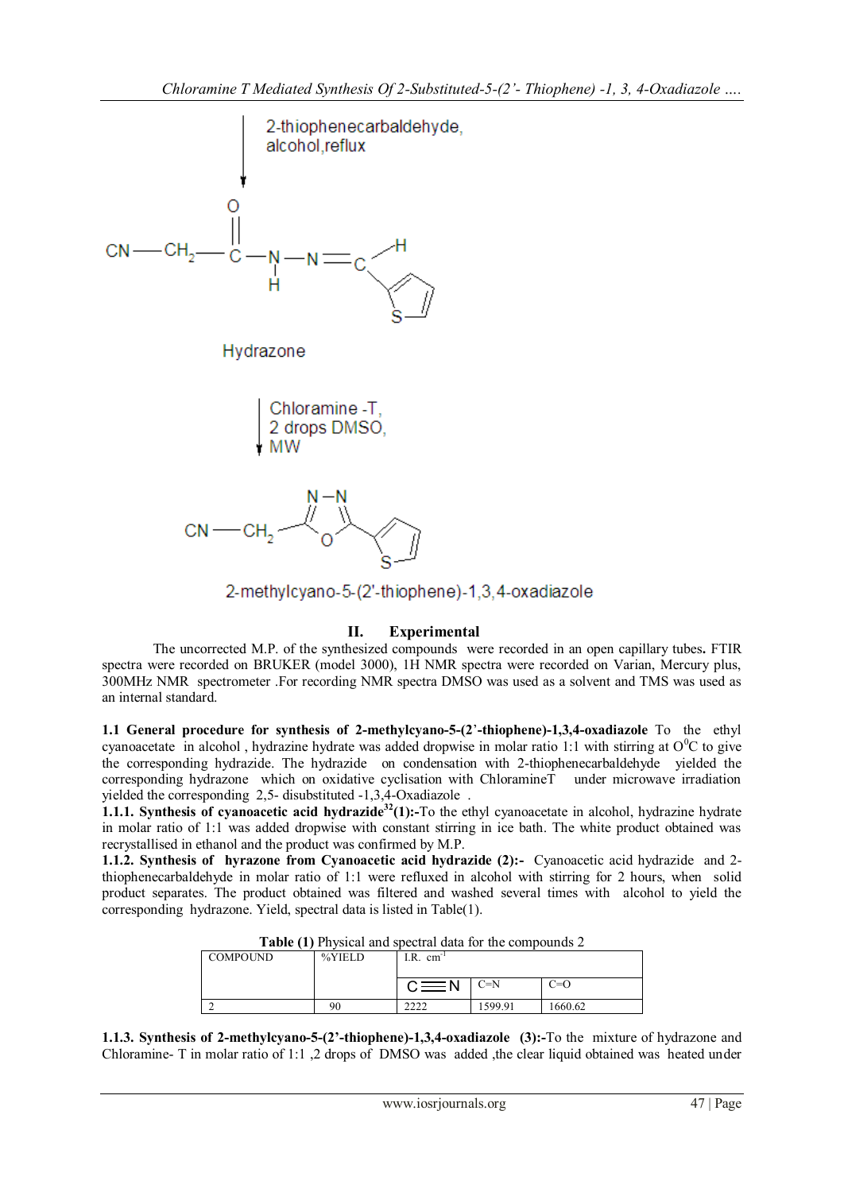2-thiophenecarbaldehyde, alcohol,reflux

Hydrazone

Chloramine -T, 2 drops DMSO, MW

2-methylcyano-5-(2'-thiophene)-1,3,4-oxadiazole

## II. Experimental

The uncorrected M.P. of the synthesized compounds were recorded in an open capillary tubes**.** FTIR spectra were recorded on BRUKER (model 3000), 1H NMR spectra were recorded on Varian, Mercury plus, 300MHz NMR spectrometer .For recording NMR spectra DMSO was used as a solvent and TMS was used as an internal standard.

**1.1 General procedure for synthesis of 2-methylcyano-5-(2'-thiophene)-1,3,4-oxadiazole** To the ethyl cyanoacetate in alcohol , hydrazine hydrate was added dropwise in molar ratio 1:1 with stirring at $O^0C$ to give the corresponding hydrazide. The hydrazide on condensation with 2-thiophenecarbaldehyde yielded the corresponding hydrazone which on oxidative cyclisation with ChloramineT under microwave irradiation yielded the corresponding 2,5- disubstituted -1,3,4-Oxadiazole .

**1.1.1. Synthesis of cyanoacetic acid hydrazide[32](1):-**To the ethyl cyanoacetate in alcohol, hydrazine hydrate in molar ratio of 1:1 was added dropwise with constant stirring in ice bath. The white product obtained was recrystallised in ethanol and the product was confirmed by M.P.

**1.1.2. Synthesis of hyrazone from Cyanoacetic acid hydrazide (2):-** Cyanoacetic acid hydrazide and 2-thiophenecarbaldehyde in molar ratio of 1:1 were refluxed in alcohol with stirring for 2 hours, when solid product separates. The product obtained was filtered and washed several times with alcohol to yield the corresponding hydrazone. Yield, spectral data is listed in Table(1).

**Table (1)** Physical and spectral data for the compounds 2

| COMPOUND | %YIELD | I.R. $cm^{-1}$ | | |
|---|---|---|---|---|
| | | C≡N | C=N | C=O |
| 2 | 90 | 2222 | 1599.91 | 1660.62 |

**1.1.3. Synthesis of 2-methylcyano-5-(2'-thiophene)-1,3,4-oxadiazole (3):-**To the mixture of hydrazone and Chloramine- T in molar ratio of 1:1 ,2 drops of DMSO was added ,the clear liquid obtained was heated under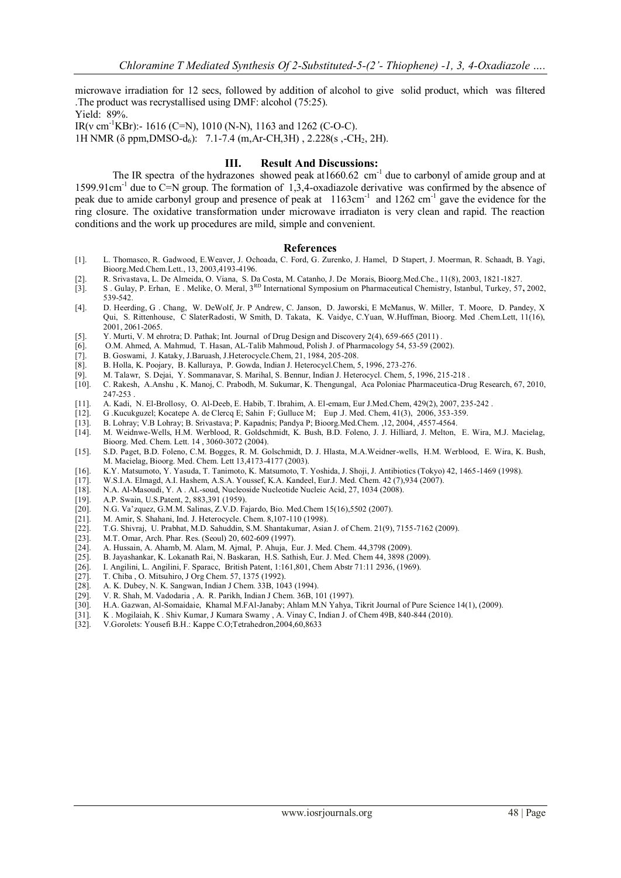microwave irradiation for 12 secs, followed by addition of alcohol to give solid product, which was filtered .The product was recrystallised using DMF: alcohol (75:25).

Yield: 89%.

IR(ν $cm^{-1}$KBr):- 1616 (C=N), 1010 (N-N), 1163 and 1262 (C-O-C).

1H NMR (δ ppm,DMSO-$d_6$): 7.1-7.4 (m,Ar-CH,3H) , 2.228(s ,-$CH_2$, 2H).

## III. Result And Discussions:

The IR spectra of the hydrazones showed peak at1660.62 $cm^{-1}$ due to carbonyl of amide group and at 1599.91$cm^{-1}$ due to C=N group. The formation of 1,3,4-oxadiazole derivative was confirmed by the absence of peak due to amide carbonyl group and presence of peak at 1163$cm^{-1}$ and 1262 $cm^{-1}$ gave the evidence for the ring closure. The oxidative transformation under microwave irradiaton is very clean and rapid. The reaction conditions and the work up procedures are mild, simple and convenient.

## References

[1]. L. Thomasco, R. Gadwood, E.Weaver, J. Ochoada, C. Ford, G. Zurenko, J. Hamel, D Stapert, J. Moerman, R. Schaadt, B. Yagi, Bioorg.Med.Chem.Lett., 13, 2003,4193-4196.

[2]. R. Srivastava, L. De Almeida, O. Viana, S. Da Costa, M. Catanho, J. De Morais, Bioorg.Med.Che., 11(8), 2003, 1821-1827.

[3]. S . Gulay, P. Erhan, E . Melike, O. Meral, 3RD International Symposium on Pharmaceutical Chemistry, Istanbul, Turkey, 57, 2002, 539-542.

[4]. D. Heerding, G . Chang, W. DeWolf, Jr. P Andrew, C. Janson, D. Jaworski, E McManus, W. Miller, T. Moore, D. Pandey, X Qui, S. Rittenhouse, C SlaterRadosti, W Smith, D. Takata, K. Vaidye, C.Yuan, W.Huffman, Bioorg. Med .Chem.Lett, 11(16), 2001, 2061-2065.

[5]. Y. Murti, V. M ehrotra; D. Pathak; Int. Journal of Drug Design and Discovery 2(4), 659-665 (2011) .

[6]. O.M. Ahmed, A. Mahmud, T. Hasan, AL-Talib Mahmoud, Polish J. of Pharmacology 54, 53-59 (2002).

[7]. B. Goswami, J. Kataky, J.Baruash, J.Heterocycle.Chem, 21, 1984, 205-208.

[8]. B. Holla, K. Poojary, B. Kalluraya, P. Gowda, Indian J. Heterocycl.Chem, 5, 1996, 273-276.

[9]. M. Talawr, S. Dejai, Y. Sommanavar, S. Marihal, S. Bennur, Indian J. Heterocycl. Chem, 5, 1996, 215-218 .

[10]. C. Rakesh, A.Anshu , K. Manoj, C. Prabodh, M. Sukumar, K. Thengungal, Aca Poloniac Pharmaceutica-Drug Research, 67, 2010, 247-253 .

[11]. A. Kadi, N. El-Brollosy, O. Al-Deeb, E. Habib, T. Ibrahim, A. El-emam, Eur J.Med.Chem, 429(2), 2007, 235-242 .

[12]. G .Kucukguzel; Kocatepe A. de Clercq E; Sahin F; Gulluce M; Eup .J. Med. Chem, 41(3), 2006, 353-359.

[13]. B. Lohray; V.B Lohray; B. Srivastava; P. Kapadnis; Pandya P; Bioorg.Med.Chem. ,12, 2004, ,4557-4564.

[14]. M. Weidnwe-Wells, H.M. Werblood, R. Goldschmidt, K. Bush, B.D. Foleno, J. J. Hilliard, J. Melton, E. Wira, M.J. Macielag, Bioorg. Med. Chem. Lett. 14 , 3060-3072 (2004).

[15]. S.D. Paget, B.D. Foleno, C.M. Bogges, R. M. Golschmidt, D. J. Hlasta, M.A.Weidner-wells, H.M. Werblood, E. Wira, K. Bush, M. Macielag, Bioorg. Med. Chem. Lett 13,4173-4177 (2003).

[16]. K.Y. Matsumoto, Y. Yasuda, T. Tanimoto, K. Matsumoto, T. Yoshida, J. Shoji, J. Antibiotics (Tokyo) 42, 1465-1469 (1998).

[17]. W.S.I.A. Elmagd, A.I. Hashem, A.S.A. Youssef, K.A. Kandeel, Eur.J. Med. Chem. 42 (7),934 (2007).

[18]. N.A. Al-Masoudi, Y. A . AL-soud, Nucleoside Nucleotide Nucleic Acid, 27, 1034 (2008).

[19]. A.P. Swain, U.S.Patent, 2, 883,391 (1959).

[20]. N.G. Va'zquez, G.M.M. Salinas, Z.V.D. Fajardo, Bio. Med.Chem 15(16),5502 (2007).

[21]. M. Amir, S. Shahani, Ind. J. Heterocycle. Chem. 8,107-110 (1998).

[22]. T.G. Shivraj, U. Prabhat, M.D. Sahuddin, S.M. Shantakumar, Asian J. of Chem. 21(9), 7155-7162 (2009).

[23]. M.T. Omar, Arch. Phar. Res. (Seoul) 20, 602-609 (1997).

[24]. A. Hussain, A. Ahamb, M. Alam, M. Ajmal, P. Ahuja, Eur. J. Med. Chem. 44,3798 (2009).

[25]. B. Jayashankar, K. Lokanath Rai, N. Baskaran, H.S. Sathish, Eur. J. Med. Chem 44, 3898 (2009).

[26]. I. Angilini, L. Angilini, F. Sparacc, British Patent, 1:161,801, Chem Abstr 71:11 2936, (1969).

[27]. T. Chiba , O. Mitsuhiro, J Org Chem. 57, 1375 (1992).

[28]. A. K. Dubey, N. K. Sangwan, Indian J Chem. 33B, 1043 (1994).

[29]. V. R. Shah, M. Vadodaria , A. R. Parikh, Indian J Chem. 36B, 101 (1997).

[30]. H.A. Gazwan, Al-Somaidaie, Khamal M.FAl-Janaby; Ahlam M.N Yahya, Tikrit Journal of Pure Science 14(1), (2009).

[31]. K . Mogilaiah, K . Shiv Kumar, J Kumara Swamy , A. Vinay C, Indian J. of Chem 49B, 840-844 (2010).

[32]. V.Gorolets: Yousefi B.H.: Kappe C.O;Tetrahedron,2004,60,8633